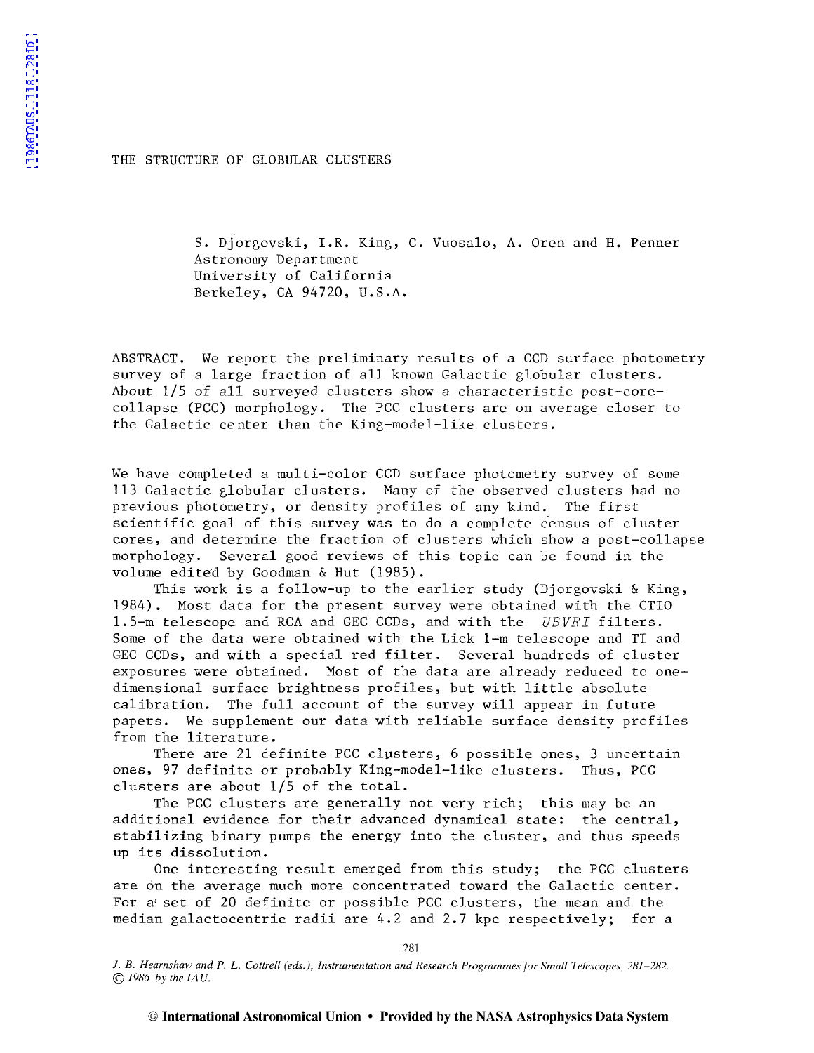# THE STRUCTURE OF GLOBULAR CLUSTERS

S. Djorgovski, I.R. King, C. Vuosalo, A. Oren and H. Penner
Astronomy Department
University of California
Berkeley, CA 94720, U.S.A.

ABSTRACT. We report the preliminary results of a CCD surface photometry survey of a large fraction of all known Galactic globular clusters. About 1/5 of all surveyed clusters show a characteristic post-core-collapse (PCC) morphology. The PCC clusters are on average closer to the Galactic center than the King-model-like clusters.

We have completed a multi-color CCD surface photometry survey of some 113 Galactic globular clusters. Many of the observed clusters had no previous photometry, or density profiles of any kind. The first scientific goal of this survey was to do a complete census of cluster cores, and determine the fraction of clusters which show a post-collapse morphology. Several good reviews of this topic can be found in the volume edited by Goodman & Hut (1985).

This work is a follow-up to the earlier study (Djorgovski & King, 1984). Most data for the present survey were obtained with the CTIO 1.5-m telescope and RCA and GEC CCDs, and with the *UBVRI* filters. Some of the data were obtained with the Lick 1-m telescope and TI and GEC CCDs, and with a special red filter. Several hundreds of cluster exposures were obtained. Most of the data are already reduced to one-dimensional surface brightness profiles, but with little absolute calibration. The full account of the survey will appear in future papers. We supplement our data with reliable surface density profiles from the literature.

There are 21 definite PCC clusters, 6 possible ones, 3 uncertain ones, 97 definite or probably King-model-like clusters. Thus, PCC clusters are about 1/5 of the total.

The PCC clusters are generally not very rich; this may be an additional evidence for their advanced dynamical state: the central, stabilizing binary pumps the energy into the cluster, and thus speeds up its dissolution.

One interesting result emerged from this study; the PCC clusters are on the average much more concentrated toward the Galactic center. For a set of 20 definite or possible PCC clusters, the mean and the median galactocentric radii are 4.2 and 2.7 kpc respectively; for a

*J. B. Hearnshaw and P. L. Cottrell (eds.), Instrumentation and Research Programmes for Small Telescopes, 281–282.*
*© 1986 by the IAU.*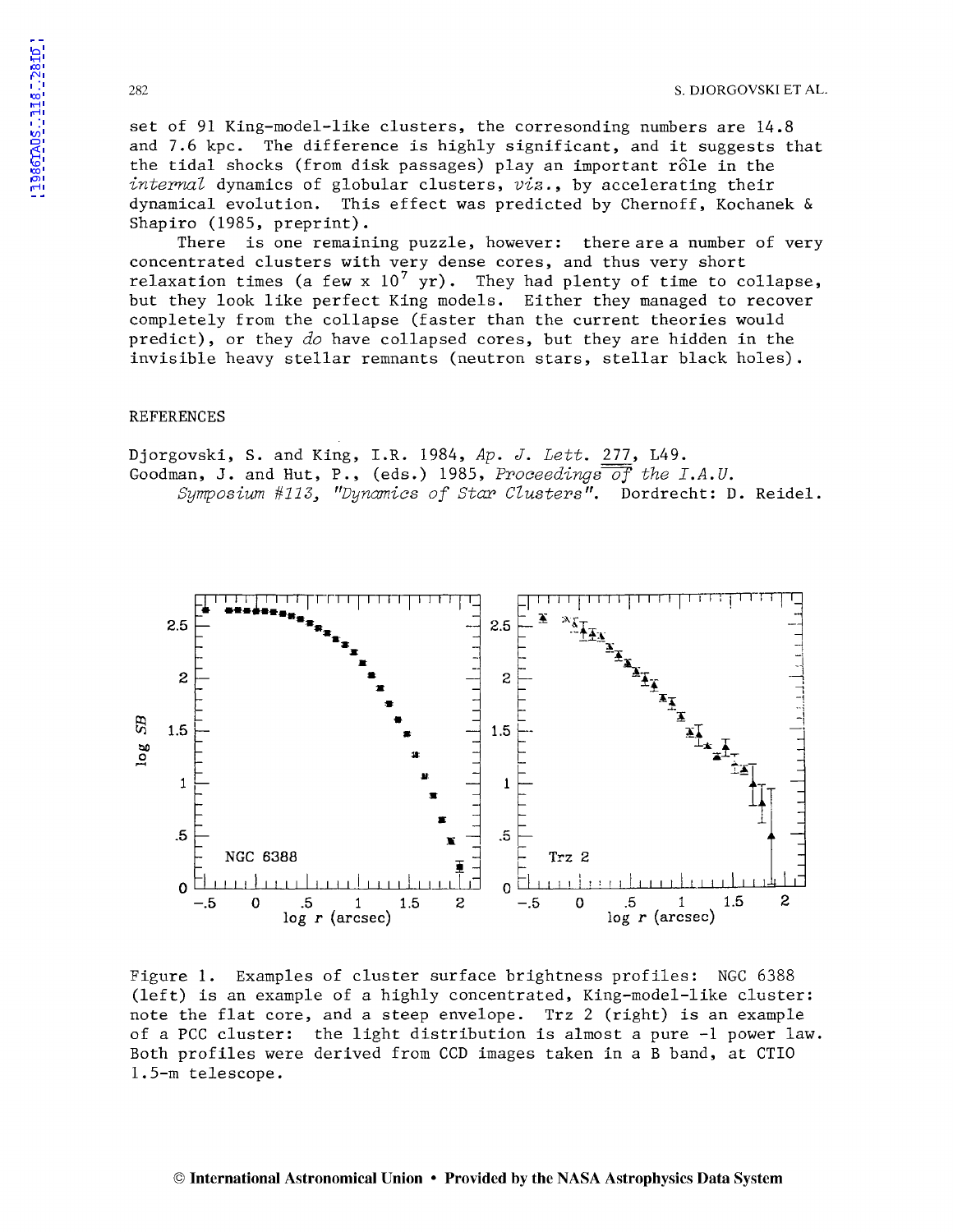set of 91 King-model-like clusters, the corresonding numbers are 14.8 and 7.6 kpc. The difference is highly significant, and it suggests that the tidal shocks (from disk passages) play an important rôle in the *internal* dynamics of globular clusters, *viz.*, by accelerating their dynamical evolution. This effect was predicted by Chernoff, Kochanek & Shapiro (1985, preprint).

There is one remaining puzzle, however: there are a number of very concentrated clusters with very dense cores, and thus very short relaxation times (a few x $10^7$ yr). They had plenty of time to collapse, but they look like perfect King models. Either they managed to recover completely from the collapse (faster than the current theories would predict), or they *do* have collapsed cores, but they are hidden in the invisible heavy stellar remnants (neutron stars, stellar black holes).

## REFERENCES

Djorgovski, S. and King, I.R. 1984, *Ap. J. Lett.* 277, L49.
Goodman, J. and Hut, P., (eds.) 1985, *Proceedings of the I.A.U. Symposium #113, "Dynamics of Star Clusters"*. Dordrecht: D. Reidel.

log SB
2.5
2
1.5
1
.5
0
NGC 6388
−.5 0 .5 1 1.5 2
log r (arcsec)

2.5
2
1.5
1
.5
0
Trz 2
−.5 0 .5 1 1.5 2
log r (arcsec)

Figure 1. Examples of cluster surface brightness profiles: NGC 6388 (left) is an example of a highly concentrated, King-model-like cluster: note the flat core, and a steep envelope. Trz 2 (right) is an example of a PCC cluster: the light distribution is almost a pure -1 power law. Both profiles were derived from CCD images taken in a B band, at CTIO 1.5-m telescope.